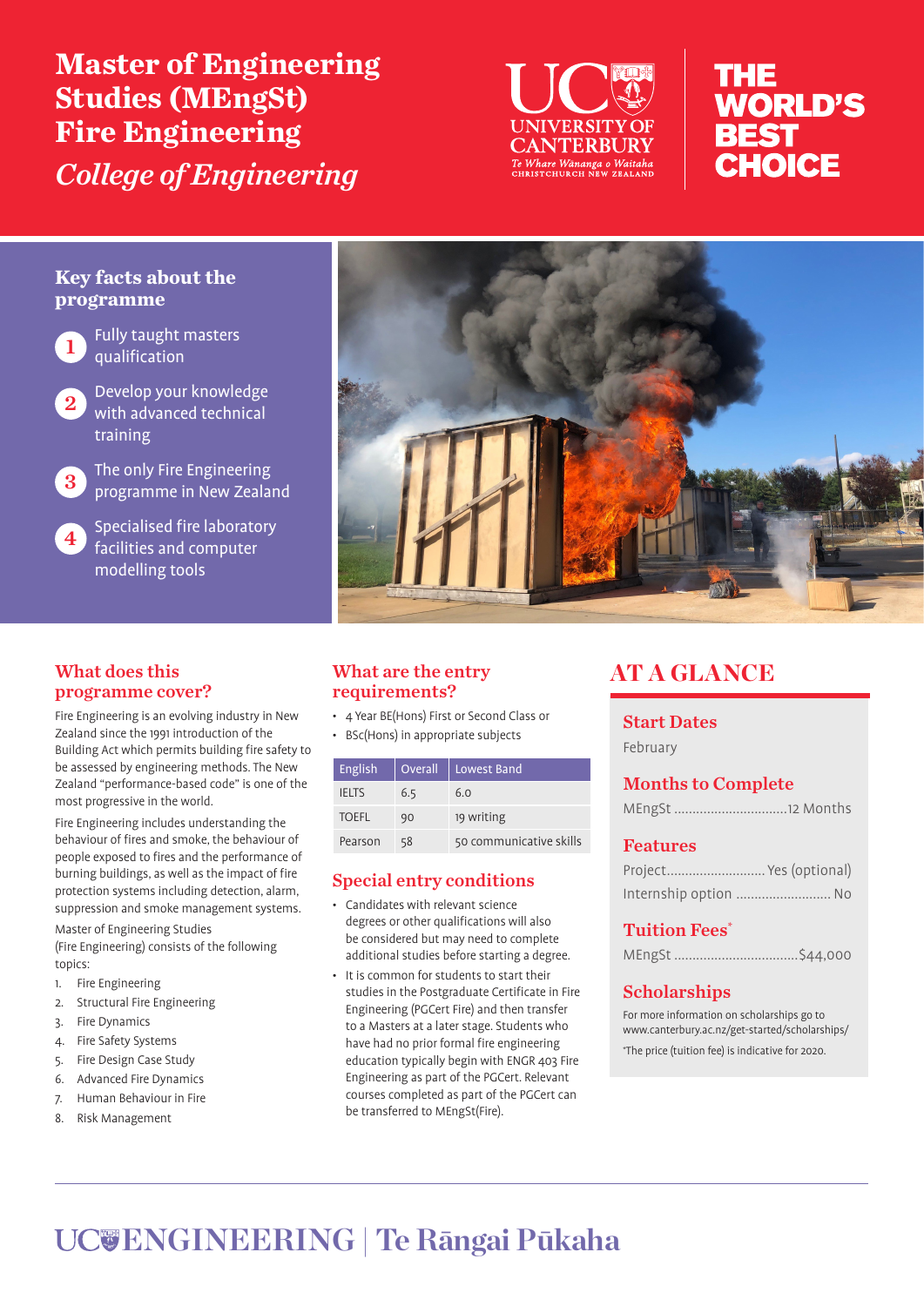# Master of Engineering Studies (MEngSt) Fire Engineering

*College of Engineering*

UC UNIVERSITY OF CANTERBURY
Te Whare Wānanga o Waitaha
CHRISTCHURCH NEW ZEALAND

THE WORLD'S BEST CHOICE

## Key facts about the programme

1. Fully taught masters qualification
2. Develop your knowledge with advanced technical training
3. The only Fire Engineering programme in New Zealand
4. Specialised fire laboratory facilities and computer modelling tools

## What does this programme cover?

Fire Engineering is an evolving industry in New Zealand since the 1991 introduction of the Building Act which permits building fire safety to be assessed by engineering methods. The New Zealand "performance-based code" is one of the most progressive in the world.

Fire Engineering includes understanding the behaviour of fires and smoke, the behaviour of people exposed to fires and the performance of burning buildings, as well as the impact of fire protection systems including detection, alarm, suppression and smoke management systems.

Master of Engineering Studies (Fire Engineering) consists of the following topics:

1. Fire Engineering
2. Structural Fire Engineering
3. Fire Dynamics
4. Fire Safety Systems
5. Fire Design Case Study
6. Advanced Fire Dynamics
7. Human Behaviour in Fire
8. Risk Management

## What are the entry requirements?

- 4 Year BE(Hons) First or Second Class or
- BSc(Hons) in appropriate subjects

| English | Overall | Lowest Band |
|---|---|---|
| IELTS | 6.5 | 6.0 |
| TOEFL | 90 | 19 writing |
| Pearson | 58 | 50 communicative skills |

## Special entry conditions

- Candidates with relevant science degrees or other qualifications will also be considered but may need to complete additional studies before starting a degree.
- It is common for students to start their studies in the Postgraduate Certificate in Fire Engineering (PGCert Fire) and then transfer to a Masters at a later stage. Students who have had no prior formal fire engineering education typically begin with ENGR 403 Fire Engineering as part of the PGCert. Relevant courses completed as part of the PGCert can be transferred to MEngSt(Fire).

## AT A GLANCE

### Start Dates

February

### Months to Complete

MEngSt ............................... 12 Months

### Features

Project........................... Yes (optional)

Internship option .......................... No

### Tuition Fees*

MEngSt .................................. $44,000

### Scholarships

For more information on scholarships go to www.canterbury.ac.nz/get-started/scholarships/

*The price (tuition fee) is indicative for 2020.

UC ENGINEERING | Te Rāngai Pūkaha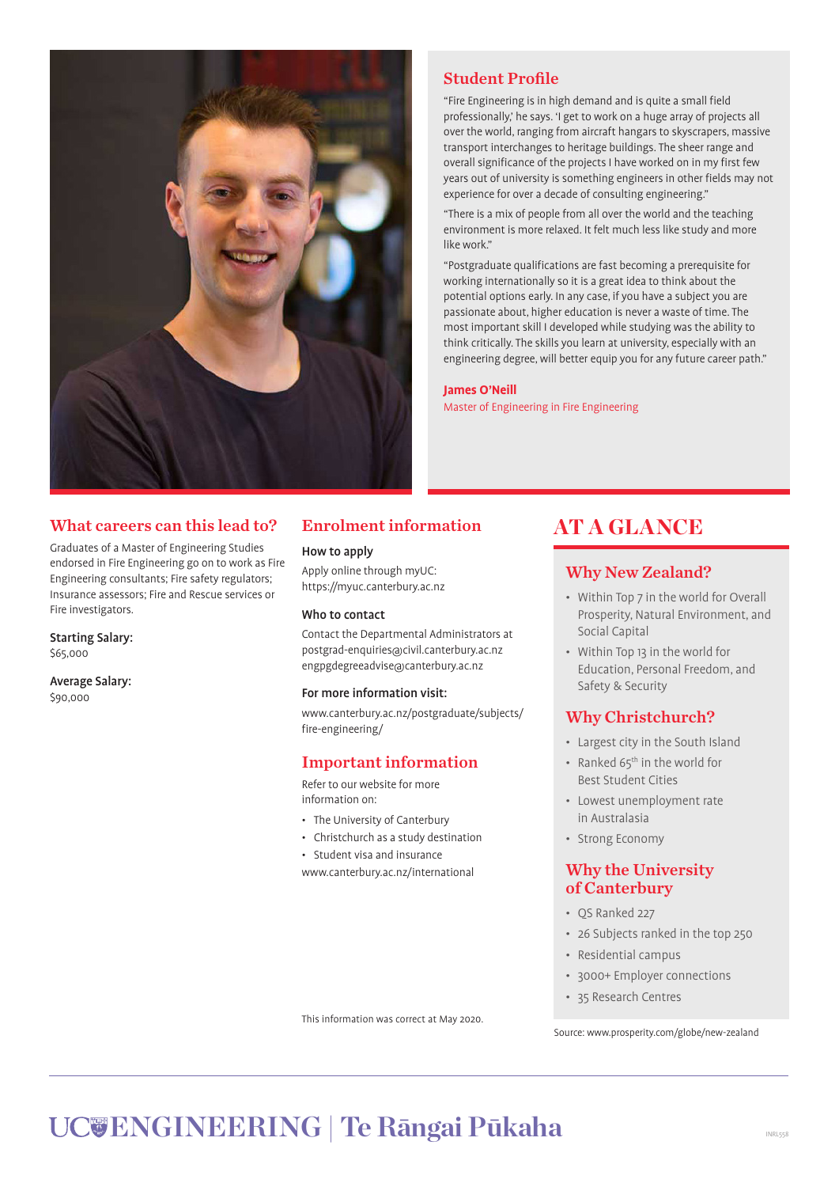## Student Profile

"Fire Engineering is in high demand and is quite a small field professionally,' he says. 'I get to work on a huge array of projects all over the world, ranging from aircraft hangars to skyscrapers, massive transport interchanges to heritage buildings. The sheer range and overall significance of the projects I have worked on in my first few years out of university is something engineers in other fields may not experience for over a decade of consulting engineering."

"There is a mix of people from all over the world and the teaching environment is more relaxed. It felt much less like study and more like work."

"Postgraduate qualifications are fast becoming a prerequisite for working internationally so it is a great idea to think about the potential options early. In any case, if you have a subject you are passionate about, higher education is never a waste of time. The most important skill I developed while studying was the ability to think critically. The skills you learn at university, especially with an engineering degree, will better equip you for any future career path."

**James O'Neill**
Master of Engineering in Fire Engineering

## What careers can this lead to?

Graduates of a Master of Engineering Studies endorsed in Fire Engineering go on to work as Fire Engineering consultants; Fire safety regulators; Insurance assessors; Fire and Rescue services or Fire investigators.

**Starting Salary:**
$65,000

**Average Salary:**
$90,000

## Enrolment information

**How to apply**

Apply online through myUC:
https://myuc.canterbury.ac.nz

**Who to contact**

Contact the Departmental Administrators at
postgrad-enquiries@civil.canterbury.ac.nz
engpgdegreeadvise@canterbury.ac.nz

**For more information visit:**

www.canterbury.ac.nz/postgraduate/subjects/fire-engineering/

## Important information

Refer to our website for more information on:

- The University of Canterbury
- Christchurch as a study destination
- Student visa and insurance

www.canterbury.ac.nz/international

This information was correct at May 2020.

# AT A GLANCE

### Why New Zealand?

- Within Top 7 in the world for Overall Prosperity, Natural Environment, and Social Capital
- Within Top 13 in the world for Education, Personal Freedom, and Safety & Security

### Why Christchurch?

- Largest city in the South Island
- Ranked 65th in the world for Best Student Cities
- Lowest unemployment rate in Australasia
- Strong Economy

### Why the University of Canterbury

- QS Ranked 227
- 26 Subjects ranked in the top 250
- Residential campus
- 3000+ Employer connections
- 35 Research Centres

Source: www.prosperity.com/globe/new-zealand

UC ENGINEERING | Te Rāngai Pūkaha